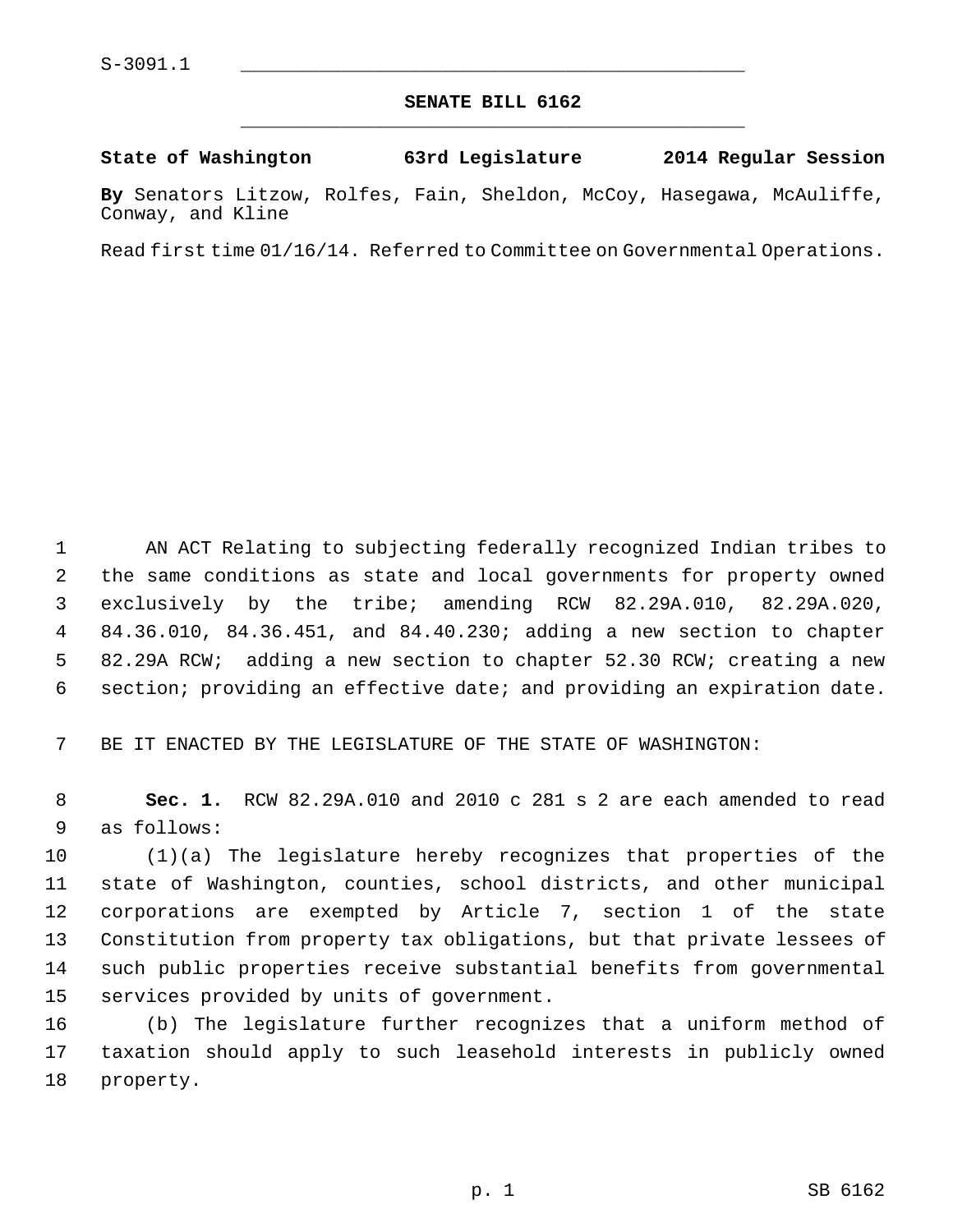S-3091.1

# SENATE BILL 6162

**State of Washington 63rd Legislature 2014 Regular Session**

**By** Senators Litzow, Rolfes, Fain, Sheldon, McCoy, Hasegawa, McAuliffe, Conway, and Kline

Read first time 01/16/14. Referred to Committee on Governmental Operations.

AN ACT Relating to subjecting federally recognized Indian tribes to the same conditions as state and local governments for property owned exclusively by the tribe; amending RCW 82.29A.010, 82.29A.020, 84.36.010, 84.36.451, and 84.40.230; adding a new section to chapter 82.29A RCW; adding a new section to chapter 52.30 RCW; creating a new section; providing an effective date; and providing an expiration date.

BE IT ENACTED BY THE LEGISLATURE OF THE STATE OF WASHINGTON:

**Sec. 1.** RCW 82.29A.010 and 2010 c 281 s 2 are each amended to read as follows:

(1)(a) The legislature hereby recognizes that properties of the state of Washington, counties, school districts, and other municipal corporations are exempted by Article 7, section 1 of the state Constitution from property tax obligations, but that private lessees of such public properties receive substantial benefits from governmental services provided by units of government.

(b) The legislature further recognizes that a uniform method of taxation should apply to such leasehold interests in publicly owned property.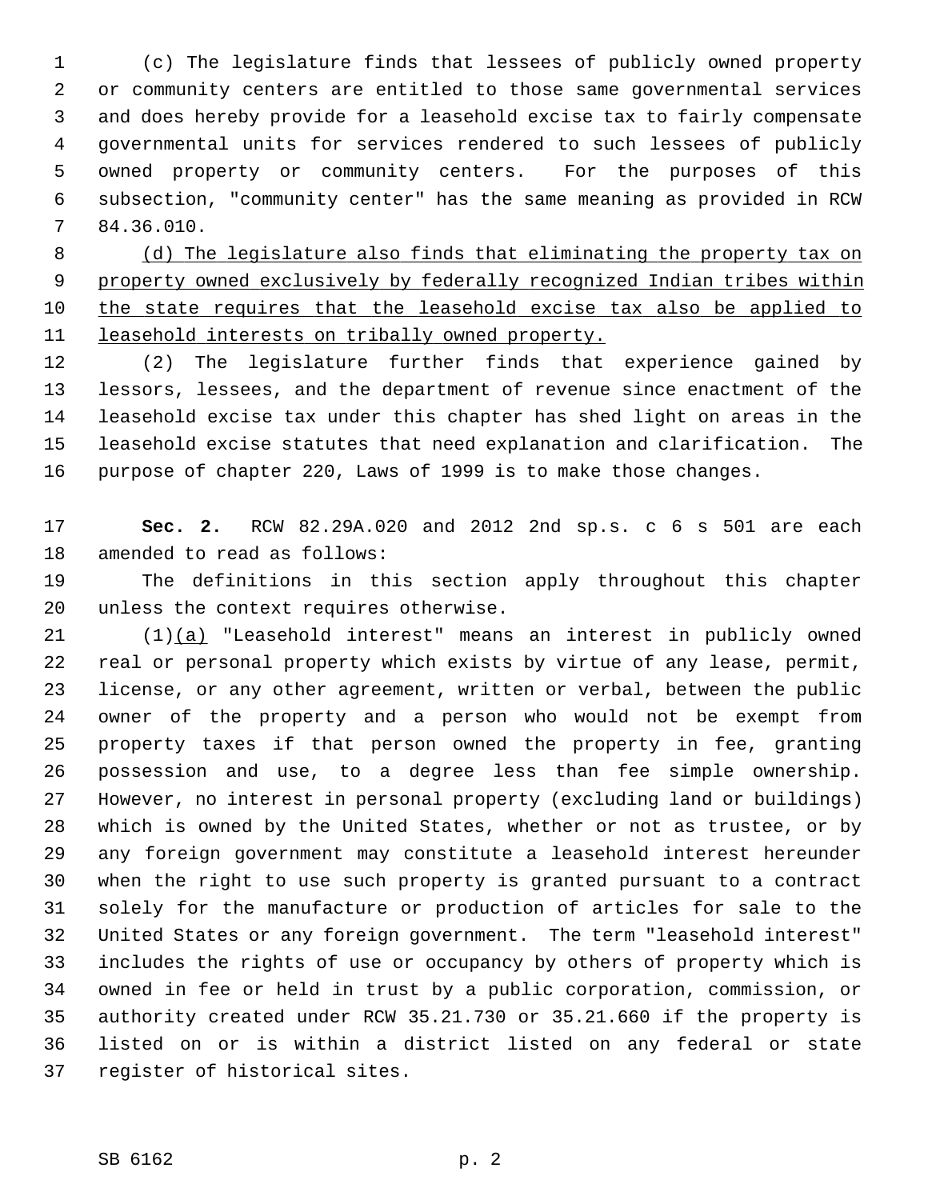(c) The legislature finds that lessees of publicly owned property or community centers are entitled to those same governmental services and does hereby provide for a leasehold excise tax to fairly compensate governmental units for services rendered to such lessees of publicly owned property or community centers. For the purposes of this subsection, "community center" has the same meaning as provided in RCW 84.36.010.

<u>(d) The legislature also finds that eliminating the property tax on property owned exclusively by federally recognized Indian tribes within the state requires that the leasehold excise tax also be applied to leasehold interests on tribally owned property.</u>

(2) The legislature further finds that experience gained by lessors, lessees, and the department of revenue since enactment of the leasehold excise tax under this chapter has shed light on areas in the leasehold excise statutes that need explanation and clarification. The purpose of chapter 220, Laws of 1999 is to make those changes.

**Sec. 2.** RCW 82.29A.020 and 2012 2nd sp.s. c 6 s 501 are each amended to read as follows:

The definitions in this section apply throughout this chapter unless the context requires otherwise.

(1)<u>(a)</u> "Leasehold interest" means an interest in publicly owned real or personal property which exists by virtue of any lease, permit, license, or any other agreement, written or verbal, between the public owner of the property and a person who would not be exempt from property taxes if that person owned the property in fee, granting possession and use, to a degree less than fee simple ownership. However, no interest in personal property (excluding land or buildings) which is owned by the United States, whether or not as trustee, or by any foreign government may constitute a leasehold interest hereunder when the right to use such property is granted pursuant to a contract solely for the manufacture or production of articles for sale to the United States or any foreign government. The term "leasehold interest" includes the rights of use or occupancy by others of property which is owned in fee or held in trust by a public corporation, commission, or authority created under RCW 35.21.730 or 35.21.660 if the property is listed on or is within a district listed on any federal or state register of historical sites.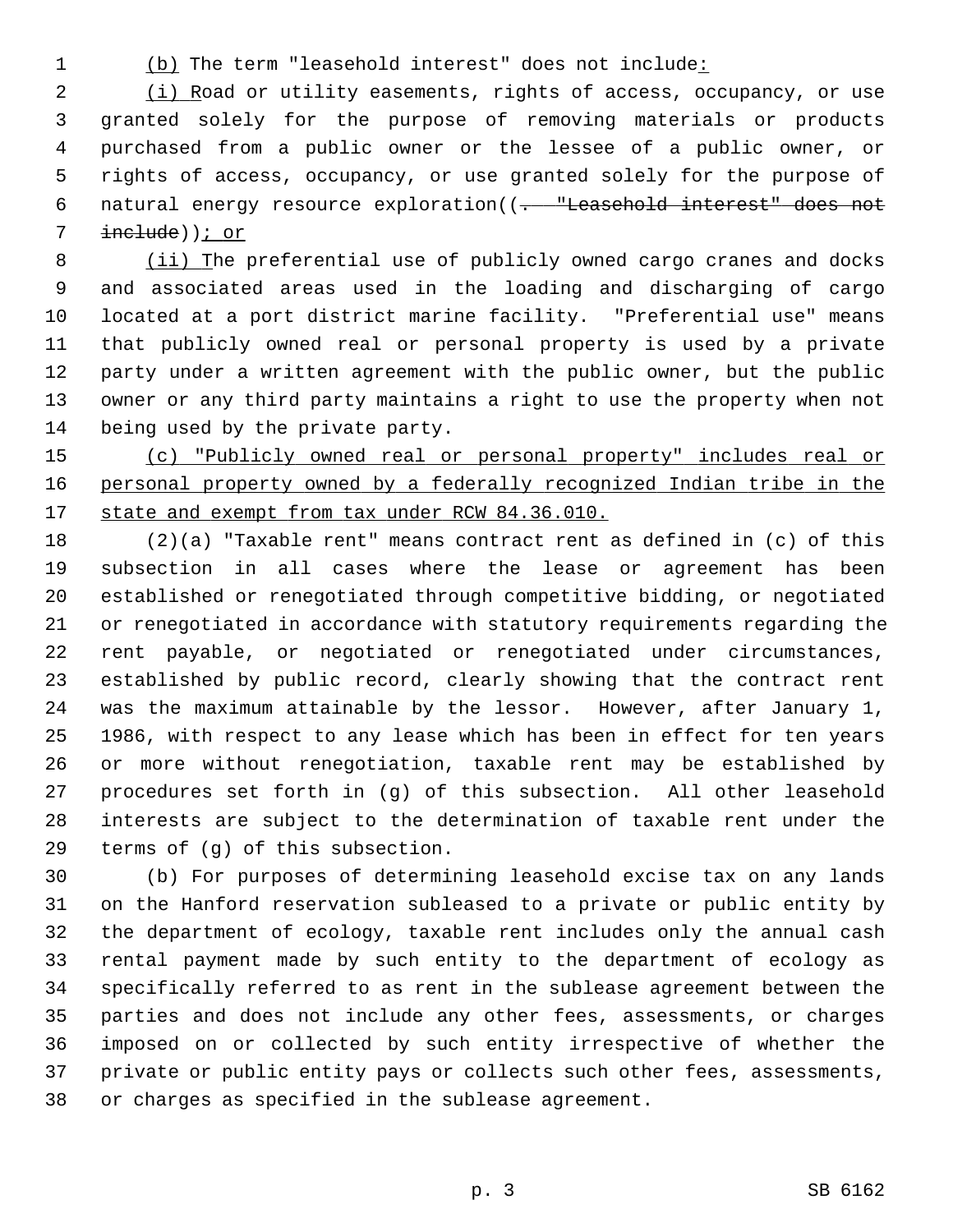(b) The term "leasehold interest" does not include:

(i) Road or utility easements, rights of access, occupancy, or use granted solely for the purpose of removing materials or products purchased from a public owner or the lessee of a public owner, or rights of access, occupancy, or use granted solely for the purpose of natural energy resource exploration((. "Leasehold interest" does not include)); or

(ii) The preferential use of publicly owned cargo cranes and docks and associated areas used in the loading and discharging of cargo located at a port district marine facility. "Preferential use" means that publicly owned real or personal property is used by a private party under a written agreement with the public owner, but the public owner or any third party maintains a right to use the property when not being used by the private party.

(c) "Publicly owned real or personal property" includes real or personal property owned by a federally recognized Indian tribe in the state and exempt from tax under RCW 84.36.010.

(2)(a) "Taxable rent" means contract rent as defined in (c) of this subsection in all cases where the lease or agreement has been established or renegotiated through competitive bidding, or negotiated or renegotiated in accordance with statutory requirements regarding the rent payable, or negotiated or renegotiated under circumstances, established by public record, clearly showing that the contract rent was the maximum attainable by the lessor. However, after January 1, 1986, with respect to any lease which has been in effect for ten years or more without renegotiation, taxable rent may be established by procedures set forth in (g) of this subsection. All other leasehold interests are subject to the determination of taxable rent under the terms of (g) of this subsection.

(b) For purposes of determining leasehold excise tax on any lands on the Hanford reservation subleased to a private or public entity by the department of ecology, taxable rent includes only the annual cash rental payment made by such entity to the department of ecology as specifically referred to as rent in the sublease agreement between the parties and does not include any other fees, assessments, or charges imposed on or collected by such entity irrespective of whether the private or public entity pays or collects such other fees, assessments, or charges as specified in the sublease agreement.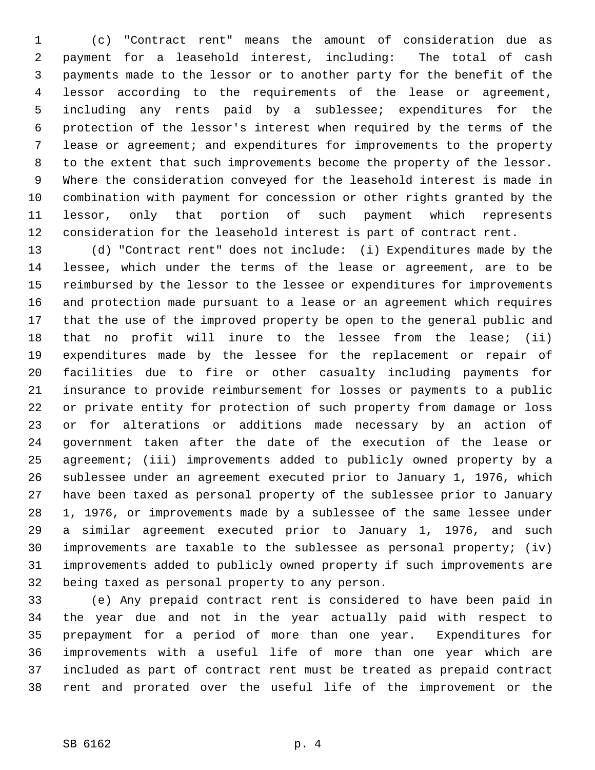(c) "Contract rent" means the amount of consideration due as payment for a leasehold interest, including: The total of cash payments made to the lessor or to another party for the benefit of the lessor according to the requirements of the lease or agreement, including any rents paid by a sublessee; expenditures for the protection of the lessor's interest when required by the terms of the lease or agreement; and expenditures for improvements to the property to the extent that such improvements become the property of the lessor. Where the consideration conveyed for the leasehold interest is made in combination with payment for concession or other rights granted by the lessor, only that portion of such payment which represents consideration for the leasehold interest is part of contract rent.

(d) "Contract rent" does not include: (i) Expenditures made by the lessee, which under the terms of the lease or agreement, are to be reimbursed by the lessor to the lessee or expenditures for improvements and protection made pursuant to a lease or an agreement which requires that the use of the improved property be open to the general public and that no profit will inure to the lessee from the lease; (ii) expenditures made by the lessee for the replacement or repair of facilities due to fire or other casualty including payments for insurance to provide reimbursement for losses or payments to a public or private entity for protection of such property from damage or loss or for alterations or additions made necessary by an action of government taken after the date of the execution of the lease or agreement; (iii) improvements added to publicly owned property by a sublessee under an agreement executed prior to January 1, 1976, which have been taxed as personal property of the sublessee prior to January 1, 1976, or improvements made by a sublessee of the same lessee under a similar agreement executed prior to January 1, 1976, and such improvements are taxable to the sublessee as personal property; (iv) improvements added to publicly owned property if such improvements are being taxed as personal property to any person.

(e) Any prepaid contract rent is considered to have been paid in the year due and not in the year actually paid with respect to prepayment for a period of more than one year. Expenditures for improvements with a useful life of more than one year which are included as part of contract rent must be treated as prepaid contract rent and prorated over the useful life of the improvement or the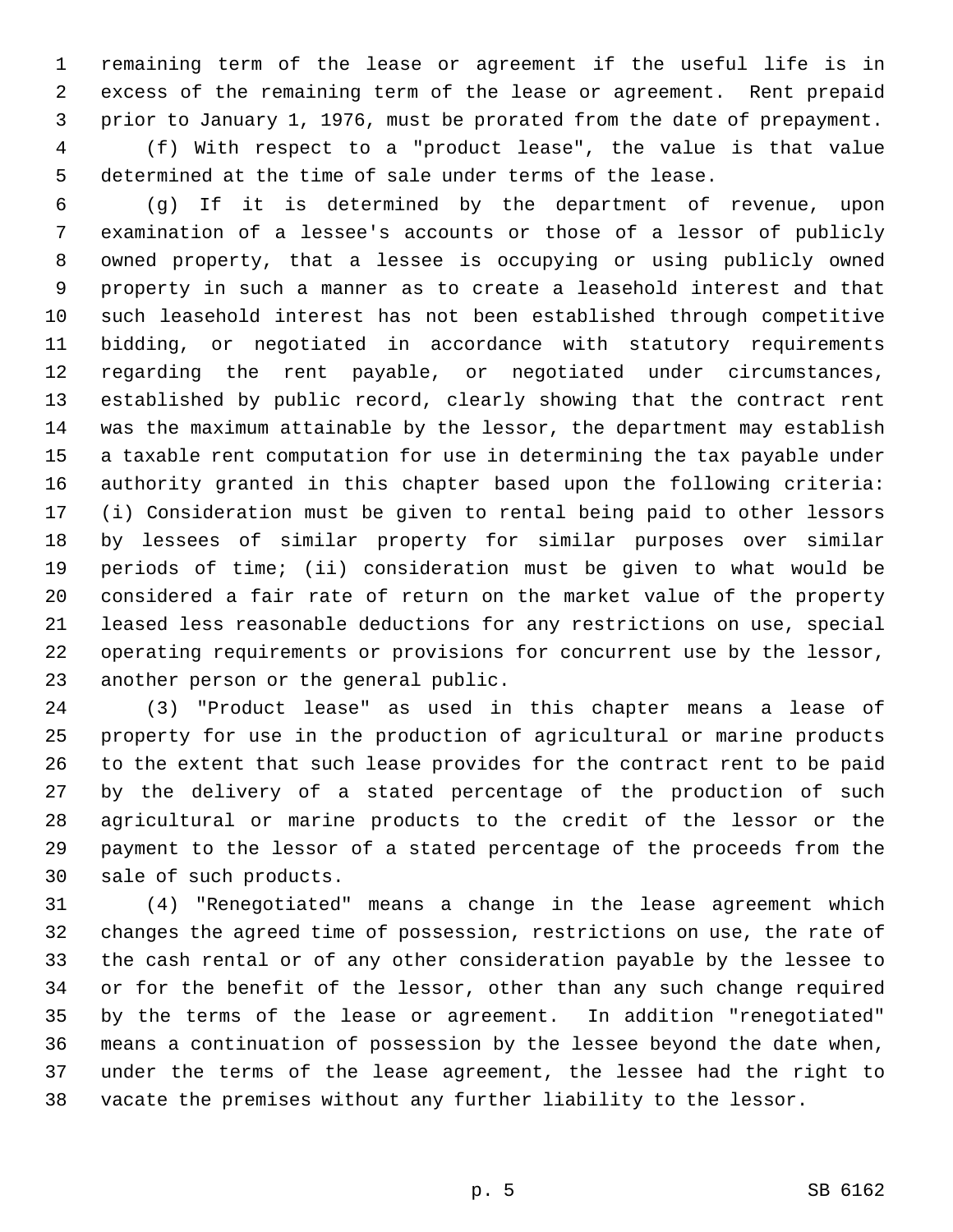remaining term of the lease or agreement if the useful life is in excess of the remaining term of the lease or agreement. Rent prepaid prior to January 1, 1976, must be prorated from the date of prepayment.

(f) With respect to a "product lease", the value is that value determined at the time of sale under terms of the lease.

(g) If it is determined by the department of revenue, upon examination of a lessee's accounts or those of a lessor of publicly owned property, that a lessee is occupying or using publicly owned property in such a manner as to create a leasehold interest and that such leasehold interest has not been established through competitive bidding, or negotiated in accordance with statutory requirements regarding the rent payable, or negotiated under circumstances, established by public record, clearly showing that the contract rent was the maximum attainable by the lessor, the department may establish a taxable rent computation for use in determining the tax payable under authority granted in this chapter based upon the following criteria: (i) Consideration must be given to rental being paid to other lessors by lessees of similar property for similar purposes over similar periods of time; (ii) consideration must be given to what would be considered a fair rate of return on the market value of the property leased less reasonable deductions for any restrictions on use, special operating requirements or provisions for concurrent use by the lessor, another person or the general public.

(3) "Product lease" as used in this chapter means a lease of property for use in the production of agricultural or marine products to the extent that such lease provides for the contract rent to be paid by the delivery of a stated percentage of the production of such agricultural or marine products to the credit of the lessor or the payment to the lessor of a stated percentage of the proceeds from the sale of such products.

(4) "Renegotiated" means a change in the lease agreement which changes the agreed time of possession, restrictions on use, the rate of the cash rental or of any other consideration payable by the lessee to or for the benefit of the lessor, other than any such change required by the terms of the lease or agreement. In addition "renegotiated" means a continuation of possession by the lessee beyond the date when, under the terms of the lease agreement, the lessee had the right to vacate the premises without any further liability to the lessor.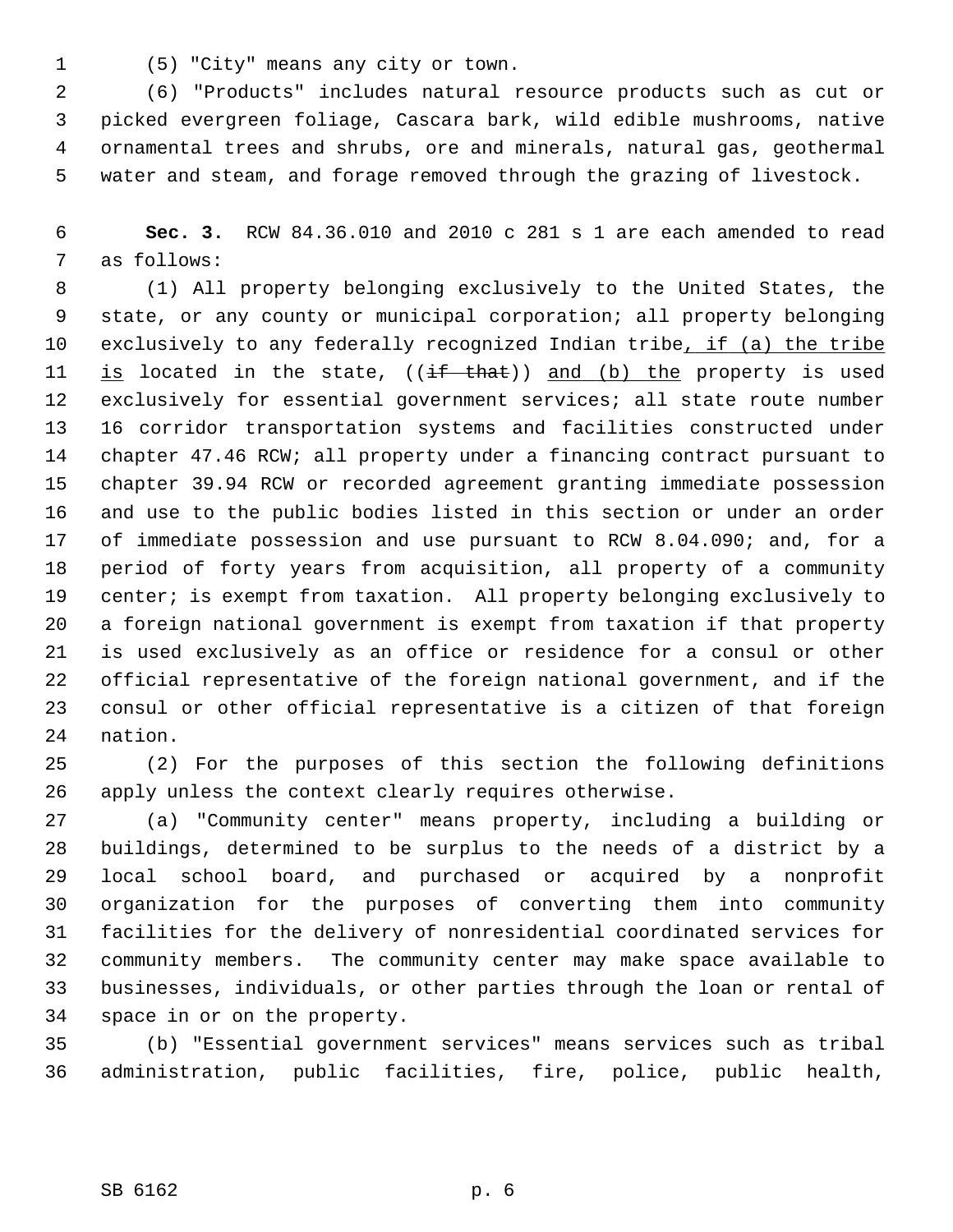(5) "City" means any city or town.

(6) "Products" includes natural resource products such as cut or picked evergreen foliage, Cascara bark, wild edible mushrooms, native ornamental trees and shrubs, ore and minerals, natural gas, geothermal water and steam, and forage removed through the grazing of livestock.

**Sec. 3.** RCW 84.36.010 and 2010 c 281 s 1 are each amended to read as follows:

(1) All property belonging exclusively to the United States, the state, or any county or municipal corporation; all property belonging exclusively to any federally recognized Indian tribe, if (a) the tribe is located in the state, ((~~if that~~)) and (b) the property is used exclusively for essential government services; all state route number 16 corridor transportation systems and facilities constructed under chapter 47.46 RCW; all property under a financing contract pursuant to chapter 39.94 RCW or recorded agreement granting immediate possession and use to the public bodies listed in this section or under an order of immediate possession and use pursuant to RCW 8.04.090; and, for a period of forty years from acquisition, all property of a community center; is exempt from taxation. All property belonging exclusively to a foreign national government is exempt from taxation if that property is used exclusively as an office or residence for a consul or other official representative of the foreign national government, and if the consul or other official representative is a citizen of that foreign nation.

(2) For the purposes of this section the following definitions apply unless the context clearly requires otherwise.

(a) "Community center" means property, including a building or buildings, determined to be surplus to the needs of a district by a local school board, and purchased or acquired by a nonprofit organization for the purposes of converting them into community facilities for the delivery of nonresidential coordinated services for community members. The community center may make space available to businesses, individuals, or other parties through the loan or rental of space in or on the property.

(b) "Essential government services" means services such as tribal administration, public facilities, fire, police, public health,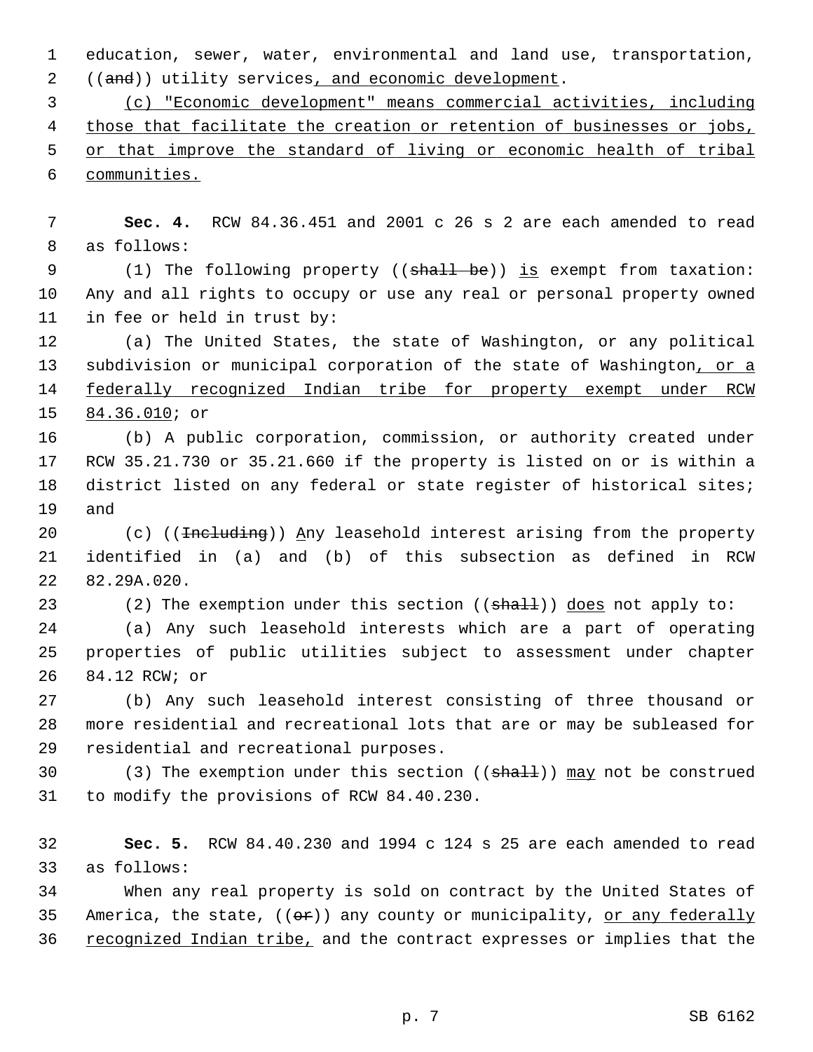education, sewer, water, environmental and land use, transportation, ((~~and~~)) utility services, and economic development.

(c) "Economic development" means commercial activities, including those that facilitate the creation or retention of businesses or jobs, or that improve the standard of living or economic health of tribal communities.

**Sec. 4.** RCW 84.36.451 and 2001 c 26 s 2 are each amended to read as follows:

(1) The following property ((~~shall be~~)) is exempt from taxation: Any and all rights to occupy or use any real or personal property owned in fee or held in trust by:

(a) The United States, the state of Washington, or any political subdivision or municipal corporation of the state of Washington, or a federally recognized Indian tribe for property exempt under RCW 84.36.010; or

(b) A public corporation, commission, or authority created under RCW 35.21.730 or 35.21.660 if the property is listed on or is within a district listed on any federal or state register of historical sites; and

(c) ((~~Including~~)) Any leasehold interest arising from the property identified in (a) and (b) of this subsection as defined in RCW 82.29A.020.

(2) The exemption under this section ((~~shall~~)) does not apply to:

(a) Any such leasehold interests which are a part of operating properties of public utilities subject to assessment under chapter 84.12 RCW; or

(b) Any such leasehold interest consisting of three thousand or more residential and recreational lots that are or may be subleased for residential and recreational purposes.

(3) The exemption under this section ((~~shall~~)) may not be construed to modify the provisions of RCW 84.40.230.

**Sec. 5.** RCW 84.40.230 and 1994 c 124 s 25 are each amended to read as follows:

When any real property is sold on contract by the United States of America, the state, ((~~or~~)) any county or municipality, or any federally recognized Indian tribe, and the contract expresses or implies that the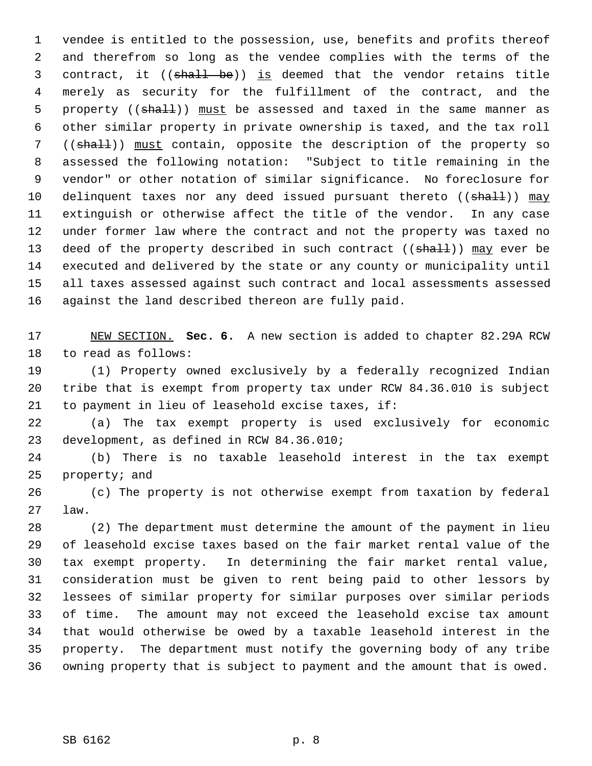vendee is entitled to the possession, use, benefits and profits thereof and therefrom so long as the vendee complies with the terms of the contract, it ((~~shall be~~)) is deemed that the vendor retains title merely as security for the fulfillment of the contract, and the property ((~~shall~~)) must be assessed and taxed in the same manner as other similar property in private ownership is taxed, and the tax roll ((~~shall~~)) must contain, opposite the description of the property so assessed the following notation: "Subject to title remaining in the vendor" or other notation of similar significance. No foreclosure for delinquent taxes nor any deed issued pursuant thereto ((~~shall~~)) may extinguish or otherwise affect the title of the vendor. In any case under former law where the contract and not the property was taxed no deed of the property described in such contract ((~~shall~~)) may ever be executed and delivered by the state or any county or municipality until all taxes assessed against such contract and local assessments assessed against the land described thereon are fully paid.

NEW SECTION. **Sec. 6.** A new section is added to chapter 82.29A RCW to read as follows:

(1) Property owned exclusively by a federally recognized Indian tribe that is exempt from property tax under RCW 84.36.010 is subject to payment in lieu of leasehold excise taxes, if:

(a) The tax exempt property is used exclusively for economic development, as defined in RCW 84.36.010;

(b) There is no taxable leasehold interest in the tax exempt property; and

(c) The property is not otherwise exempt from taxation by federal law.

(2) The department must determine the amount of the payment in lieu of leasehold excise taxes based on the fair market rental value of the tax exempt property. In determining the fair market rental value, consideration must be given to rent being paid to other lessors by lessees of similar property for similar purposes over similar periods of time. The amount may not exceed the leasehold excise tax amount that would otherwise be owed by a taxable leasehold interest in the property. The department must notify the governing body of any tribe owning property that is subject to payment and the amount that is owed.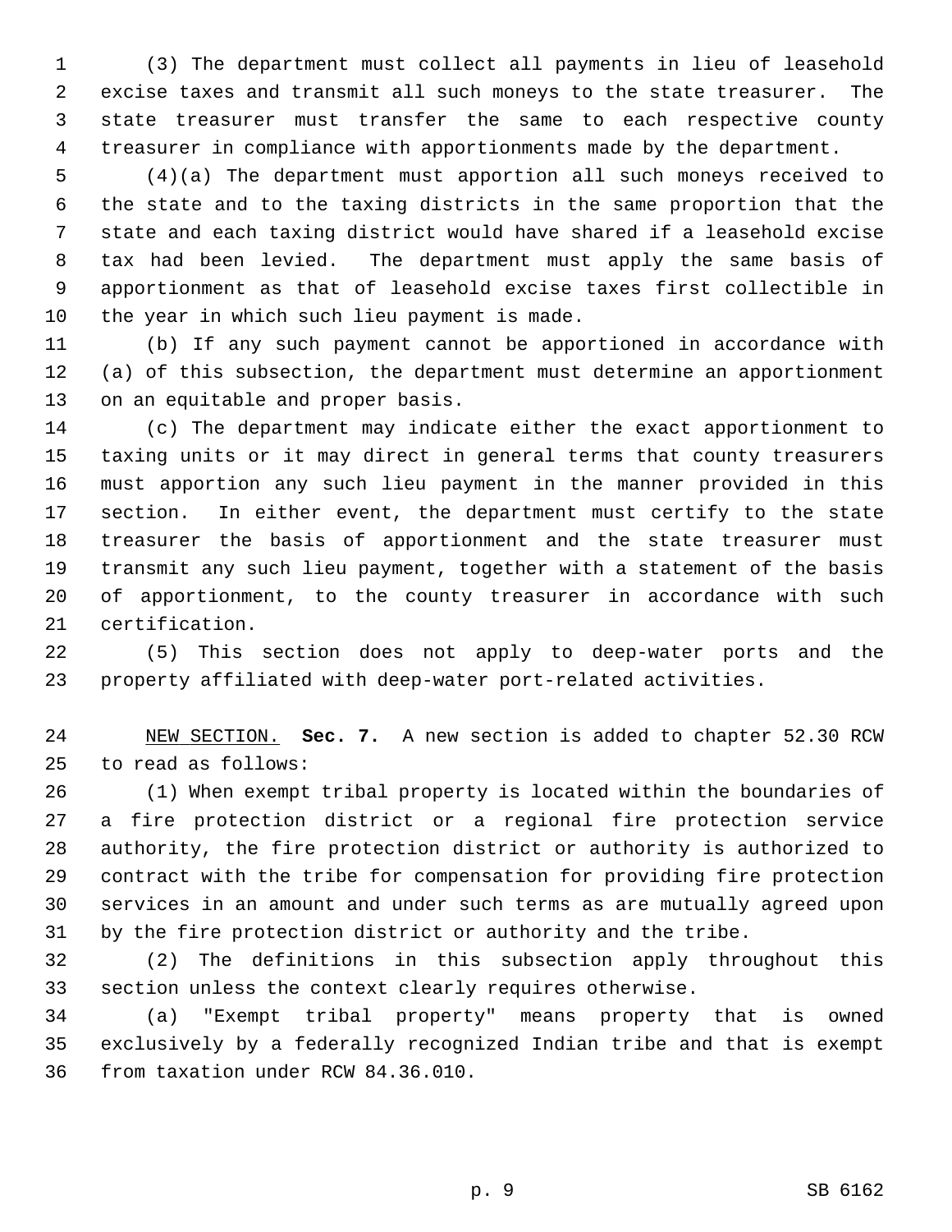(3) The department must collect all payments in lieu of leasehold excise taxes and transmit all such moneys to the state treasurer. The state treasurer must transfer the same to each respective county treasurer in compliance with apportionments made by the department.

(4)(a) The department must apportion all such moneys received to the state and to the taxing districts in the same proportion that the state and each taxing district would have shared if a leasehold excise tax had been levied. The department must apply the same basis of apportionment as that of leasehold excise taxes first collectible in the year in which such lieu payment is made.

(b) If any such payment cannot be apportioned in accordance with (a) of this subsection, the department must determine an apportionment on an equitable and proper basis.

(c) The department may indicate either the exact apportionment to taxing units or it may direct in general terms that county treasurers must apportion any such lieu payment in the manner provided in this section. In either event, the department must certify to the state treasurer the basis of apportionment and the state treasurer must transmit any such lieu payment, together with a statement of the basis of apportionment, to the county treasurer in accordance with such certification.

(5) This section does not apply to deep-water ports and the property affiliated with deep-water port-related activities.

NEW SECTION. **Sec. 7.** A new section is added to chapter 52.30 RCW to read as follows:

(1) When exempt tribal property is located within the boundaries of a fire protection district or a regional fire protection service authority, the fire protection district or authority is authorized to contract with the tribe for compensation for providing fire protection services in an amount and under such terms as are mutually agreed upon by the fire protection district or authority and the tribe.

(2) The definitions in this subsection apply throughout this section unless the context clearly requires otherwise.

(a) "Exempt tribal property" means property that is owned exclusively by a federally recognized Indian tribe and that is exempt from taxation under RCW 84.36.010.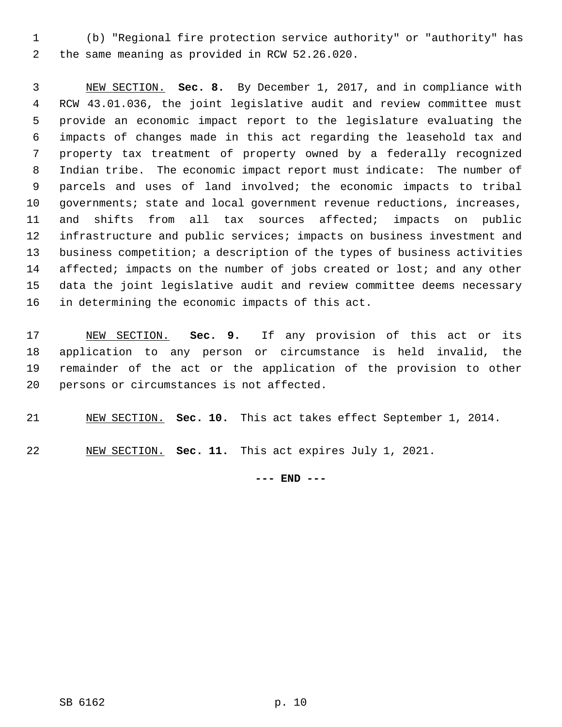(b) "Regional fire protection service authority" or "authority" has the same meaning as provided in RCW 52.26.020.

NEW SECTION. **Sec. 8.** By December 1, 2017, and in compliance with RCW 43.01.036, the joint legislative audit and review committee must provide an economic impact report to the legislature evaluating the impacts of changes made in this act regarding the leasehold tax and property tax treatment of property owned by a federally recognized Indian tribe. The economic impact report must indicate: The number of parcels and uses of land involved; the economic impacts to tribal governments; state and local government revenue reductions, increases, and shifts from all tax sources affected; impacts on public infrastructure and public services; impacts on business investment and business competition; a description of the types of business activities affected; impacts on the number of jobs created or lost; and any other data the joint legislative audit and review committee deems necessary in determining the economic impacts of this act.

NEW SECTION. **Sec. 9.** If any provision of this act or its application to any person or circumstance is held invalid, the remainder of the act or the application of the provision to other persons or circumstances is not affected.

NEW SECTION. **Sec. 10.** This act takes effect September 1, 2014.

NEW SECTION. **Sec. 11.** This act expires July 1, 2021.

**--- END ---**